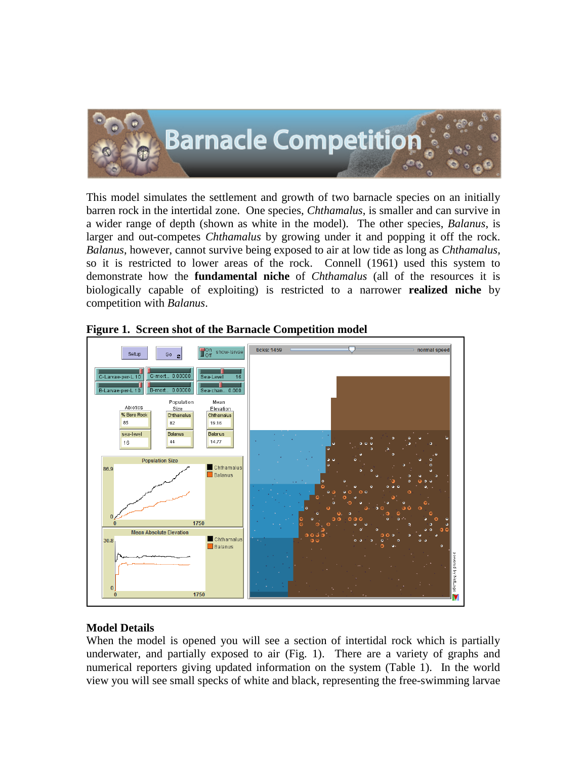# Barnacle Competition

This model simulates the settlement and growth of two barnacle species on an initially barren rock in the intertidal zone. One species, *Chthamalus*, is smaller and can survive in a wider range of depth (shown as white in the model). The other species, *Balanus*, is larger and out-competes *Chthamalus* by growing under it and popping it off the rock. *Balanus*, however, cannot survive being exposed to air at low tide as long as *Chthamalus*, so it is restricted to lower areas of the rock. Connell (1961) used this system to demonstrate how the **fundamental niche** of *Chthamalus* (all of the resources it is biologically capable of exploiting) is restricted to a narrower **realized niche** by competition with *Balanus*.

**Figure 1. Screen shot of the Barnacle Competition model**

## Model Details

When the model is opened you will see a section of intertidal rock which is partially underwater, and partially exposed to air (Fig. 1). There are a variety of graphs and numerical reporters giving updated information on the system (Table 1). In the world view you will see small specks of white and black, representing the free-swimming larvae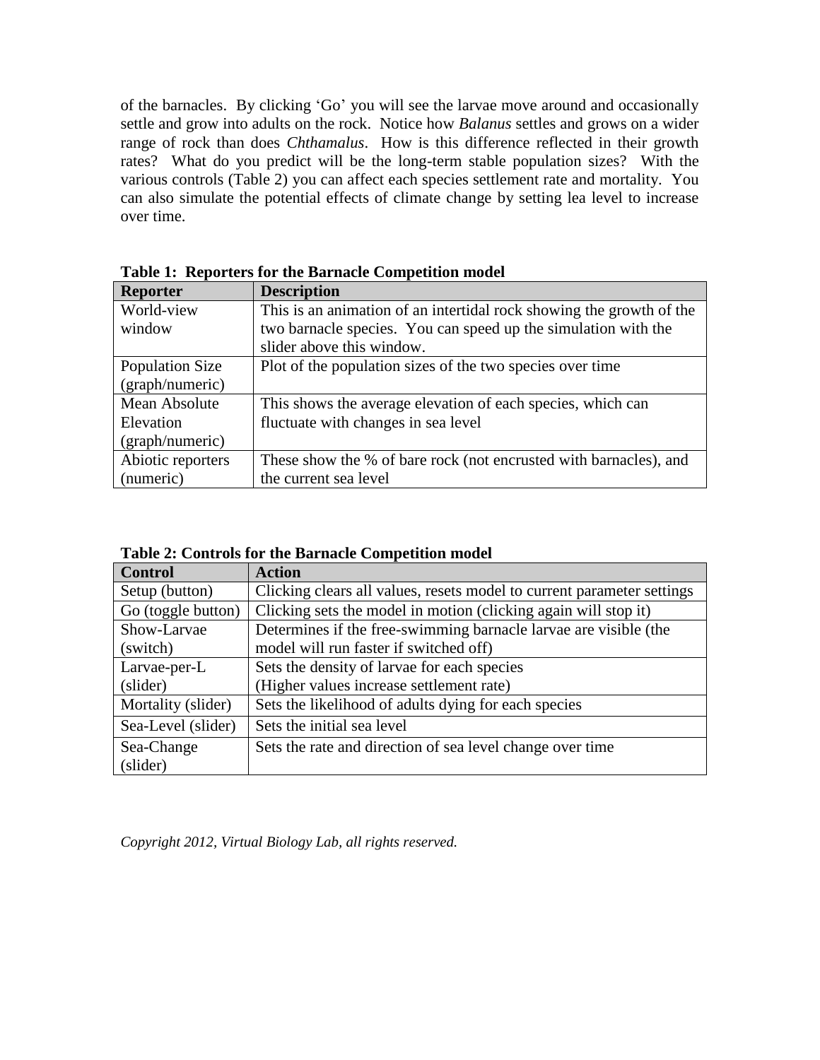of the barnacles. By clicking 'Go' you will see the larvae move around and occasionally settle and grow into adults on the rock. Notice how *Balanus* settles and grows on a wider range of rock than does *Chthamalus*. How is this difference reflected in their growth rates? What do you predict will be the long-term stable population sizes? With the various controls (Table 2) you can affect each species settlement rate and mortality. You can also simulate the potential effects of climate change by setting lea level to increase over time.

**Table 1: Reporters for the Barnacle Competition model**

| Reporter | Description |
|---|---|
| World-view window | This is an animation of an intertidal rock showing the growth of the two barnacle species. You can speed up the simulation with the slider above this window. |
| Population Size (graph/numeric) | Plot of the population sizes of the two species over time |
| Mean Absolute Elevation (graph/numeric) | This shows the average elevation of each species, which can fluctuate with changes in sea level |
| Abiotic reporters (numeric) | These show the % of bare rock (not encrusted with barnacles), and the current sea level |

**Table 2: Controls for the Barnacle Competition model**

| Control | Action |
|---|---|
| Setup (button) | Clicking clears all values, resets model to current parameter settings |
| Go (toggle button) | Clicking sets the model in motion (clicking again will stop it) |
| Show-Larvae (switch) | Determines if the free-swimming barnacle larvae are visible (the model will run faster if switched off) |
| Larvae-per-L (slider) | Sets the density of larvae for each species (Higher values increase settlement rate) |
| Mortality (slider) | Sets the likelihood of adults dying for each species |
| Sea-Level (slider) | Sets the initial sea level |
| Sea-Change (slider) | Sets the rate and direction of sea level change over time |

*Copyright 2012, Virtual Biology Lab, all rights reserved.*